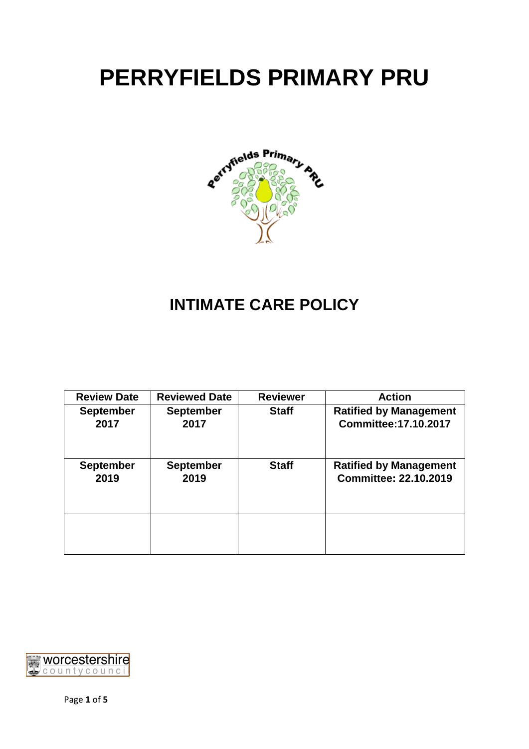# PERRYFIELDS PRIMARY PRU

## INTIMATE CARE POLICY

| Review Date | Reviewed Date | Reviewer | Action |
|---|---|---|---|
| September 2017 | September 2017 | Staff | Ratified by Management Committee:17.10.2017 |
| September 2019 | September 2019 | Staff | Ratified by Management Committee: 22.10.2019 |
| | | | |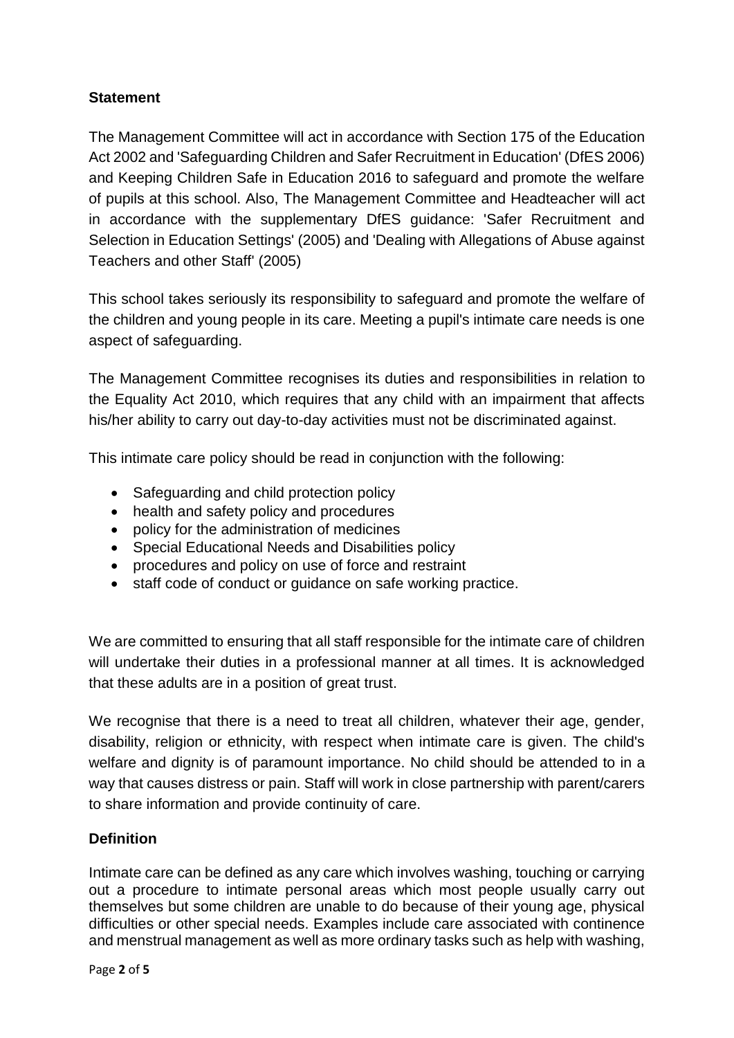## Statement

The Management Committee will act in accordance with Section 175 of the Education Act 2002 and 'Safeguarding Children and Safer Recruitment in Education' (DfES 2006) and Keeping Children Safe in Education 2016 to safeguard and promote the welfare of pupils at this school. Also, The Management Committee and Headteacher will act in accordance with the supplementary DfES guidance: 'Safer Recruitment and Selection in Education Settings' (2005) and 'Dealing with Allegations of Abuse against Teachers and other Staff' (2005)

This school takes seriously its responsibility to safeguard and promote the welfare of the children and young people in its care. Meeting a pupil's intimate care needs is one aspect of safeguarding.

The Management Committee recognises its duties and responsibilities in relation to the Equality Act 2010, which requires that any child with an impairment that affects his/her ability to carry out day-to-day activities must not be discriminated against.

This intimate care policy should be read in conjunction with the following:

- Safeguarding and child protection policy
- health and safety policy and procedures
- policy for the administration of medicines
- Special Educational Needs and Disabilities policy
- procedures and policy on use of force and restraint
- staff code of conduct or guidance on safe working practice.

We are committed to ensuring that all staff responsible for the intimate care of children will undertake their duties in a professional manner at all times. It is acknowledged that these adults are in a position of great trust.

We recognise that there is a need to treat all children, whatever their age, gender, disability, religion or ethnicity, with respect when intimate care is given. The child's welfare and dignity is of paramount importance. No child should be attended to in a way that causes distress or pain. Staff will work in close partnership with parent/carers to share information and provide continuity of care.

## Definition

Intimate care can be defined as any care which involves washing, touching or carrying out a procedure to intimate personal areas which most people usually carry out themselves but some children are unable to do because of their young age, physical difficulties or other special needs. Examples include care associated with continence and menstrual management as well as more ordinary tasks such as help with washing,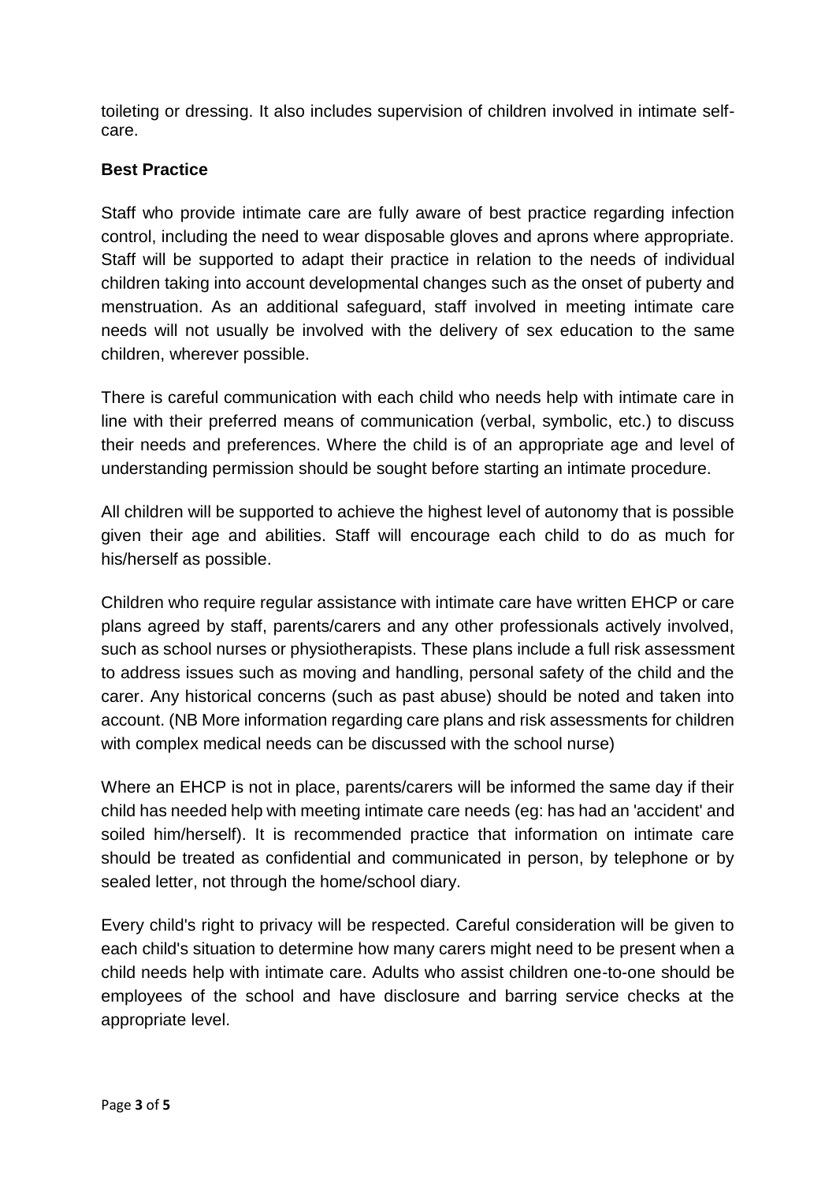toileting or dressing. It also includes supervision of children involved in intimate self-care.

**Best Practice**

Staff who provide intimate care are fully aware of best practice regarding infection control, including the need to wear disposable gloves and aprons where appropriate. Staff will be supported to adapt their practice in relation to the needs of individual children taking into account developmental changes such as the onset of puberty and menstruation. As an additional safeguard, staff involved in meeting intimate care needs will not usually be involved with the delivery of sex education to the same children, wherever possible.

There is careful communication with each child who needs help with intimate care in line with their preferred means of communication (verbal, symbolic, etc.) to discuss their needs and preferences. Where the child is of an appropriate age and level of understanding permission should be sought before starting an intimate procedure.

All children will be supported to achieve the highest level of autonomy that is possible given their age and abilities. Staff will encourage each child to do as much for his/herself as possible.

Children who require regular assistance with intimate care have written EHCP or care plans agreed by staff, parents/carers and any other professionals actively involved, such as school nurses or physiotherapists. These plans include a full risk assessment to address issues such as moving and handling, personal safety of the child and the carer. Any historical concerns (such as past abuse) should be noted and taken into account. (NB More information regarding care plans and risk assessments for children with complex medical needs can be discussed with the school nurse)

Where an EHCP is not in place, parents/carers will be informed the same day if their child has needed help with meeting intimate care needs (eg: has had an 'accident' and soiled him/herself). It is recommended practice that information on intimate care should be treated as confidential and communicated in person, by telephone or by sealed letter, not through the home/school diary.

Every child's right to privacy will be respected. Careful consideration will be given to each child's situation to determine how many carers might need to be present when a child needs help with intimate care. Adults who assist children one-to-one should be employees of the school and have disclosure and barring service checks at the appropriate level.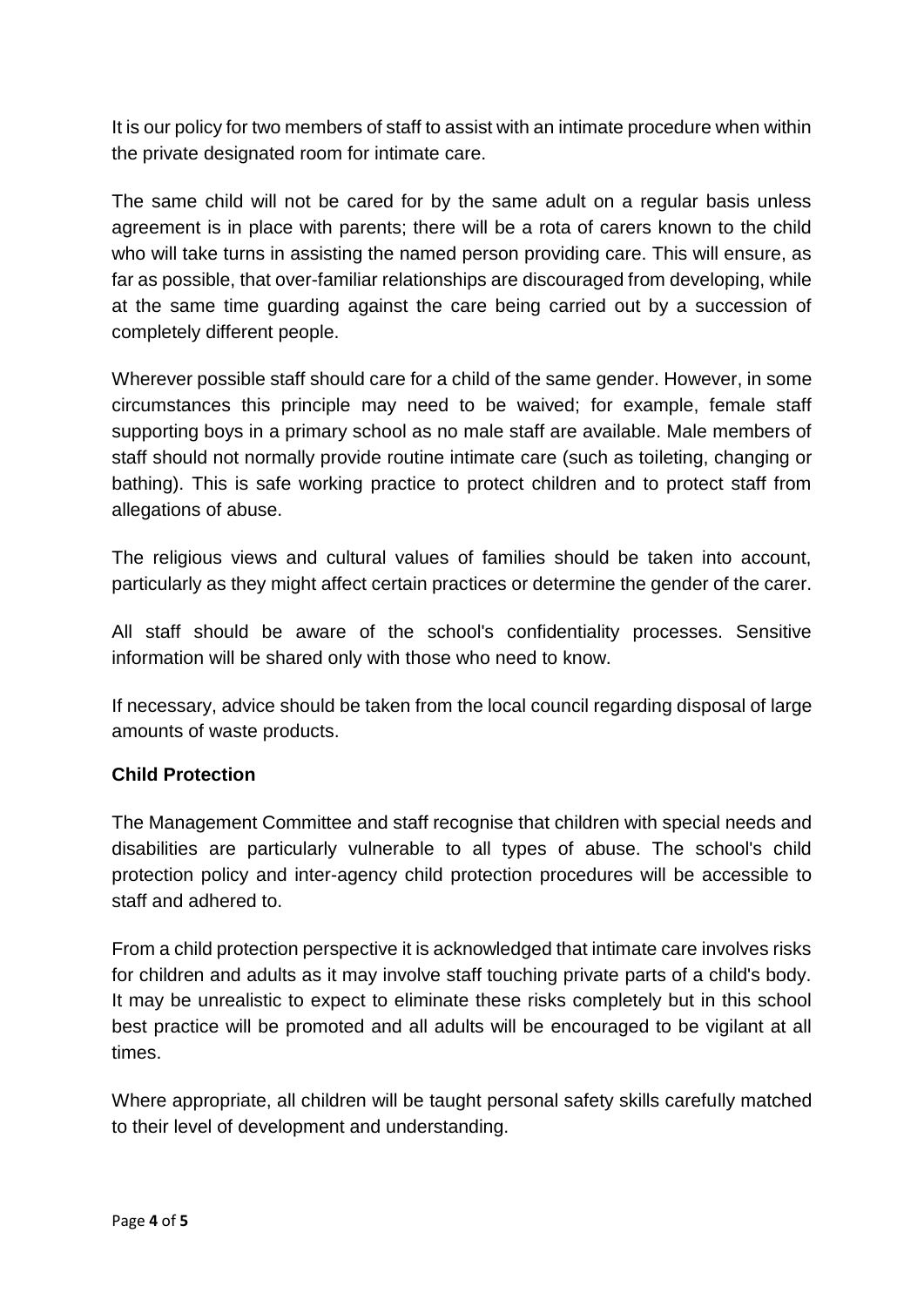It is our policy for two members of staff to assist with an intimate procedure when within the private designated room for intimate care.

The same child will not be cared for by the same adult on a regular basis unless agreement is in place with parents; there will be a rota of carers known to the child who will take turns in assisting the named person providing care. This will ensure, as far as possible, that over-familiar relationships are discouraged from developing, while at the same time guarding against the care being carried out by a succession of completely different people.

Wherever possible staff should care for a child of the same gender. However, in some circumstances this principle may need to be waived; for example, female staff supporting boys in a primary school as no male staff are available. Male members of staff should not normally provide routine intimate care (such as toileting, changing or bathing). This is safe working practice to protect children and to protect staff from allegations of abuse.

The religious views and cultural values of families should be taken into account, particularly as they might affect certain practices or determine the gender of the carer.

All staff should be aware of the school's confidentiality processes. Sensitive information will be shared only with those who need to know.

If necessary, advice should be taken from the local council regarding disposal of large amounts of waste products.

**Child Protection**

The Management Committee and staff recognise that children with special needs and disabilities are particularly vulnerable to all types of abuse. The school's child protection policy and inter-agency child protection procedures will be accessible to staff and adhered to.

From a child protection perspective it is acknowledged that intimate care involves risks for children and adults as it may involve staff touching private parts of a child's body. It may be unrealistic to expect to eliminate these risks completely but in this school best practice will be promoted and all adults will be encouraged to be vigilant at all times.

Where appropriate, all children will be taught personal safety skills carefully matched to their level of development and understanding.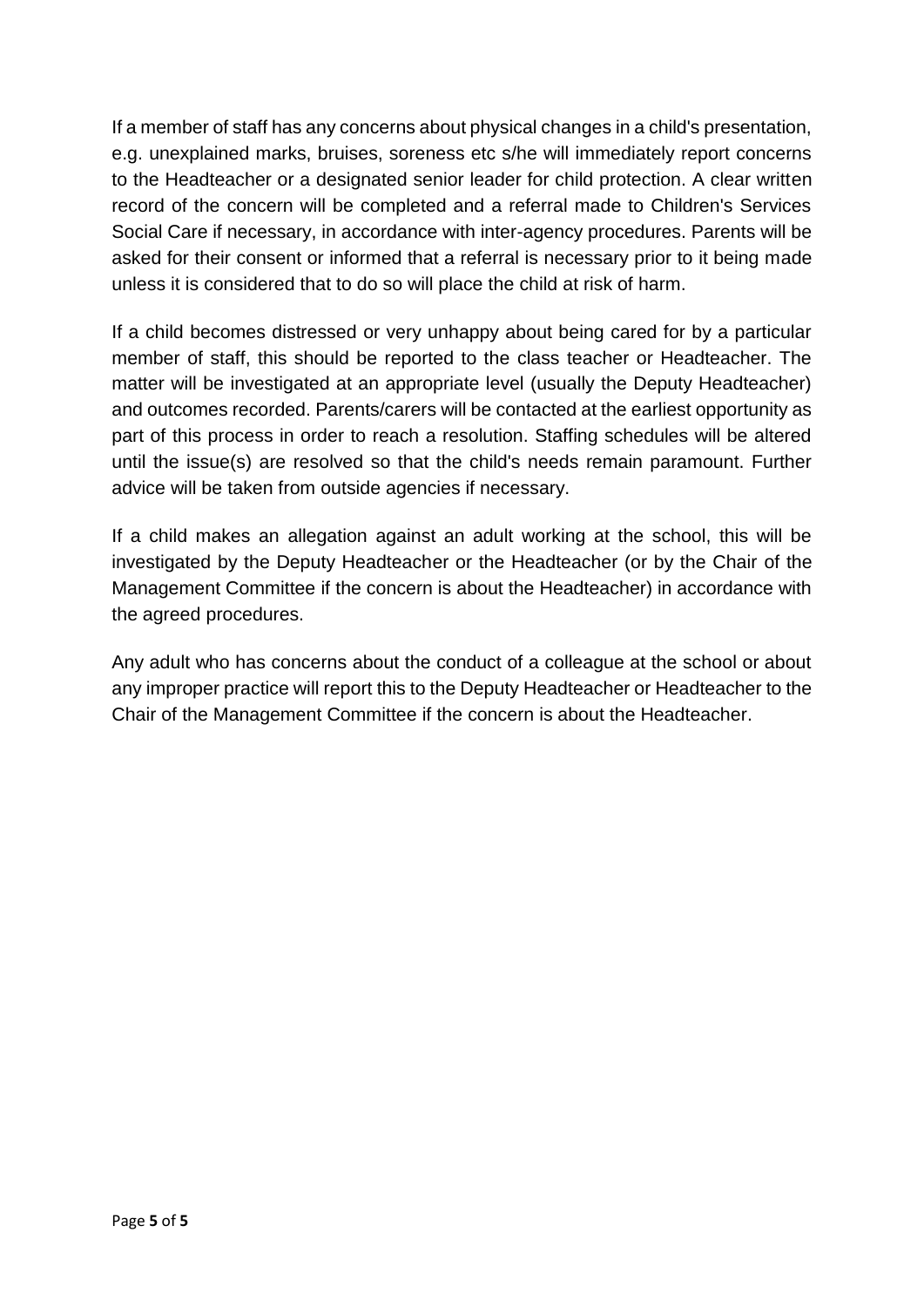If a member of staff has any concerns about physical changes in a child's presentation, e.g. unexplained marks, bruises, soreness etc s/he will immediately report concerns to the Headteacher or a designated senior leader for child protection. A clear written record of the concern will be completed and a referral made to Children's Services Social Care if necessary, in accordance with inter-agency procedures. Parents will be asked for their consent or informed that a referral is necessary prior to it being made unless it is considered that to do so will place the child at risk of harm.

If a child becomes distressed or very unhappy about being cared for by a particular member of staff, this should be reported to the class teacher or Headteacher. The matter will be investigated at an appropriate level (usually the Deputy Headteacher) and outcomes recorded. Parents/carers will be contacted at the earliest opportunity as part of this process in order to reach a resolution. Staffing schedules will be altered until the issue(s) are resolved so that the child's needs remain paramount. Further advice will be taken from outside agencies if necessary.

If a child makes an allegation against an adult working at the school, this will be investigated by the Deputy Headteacher or the Headteacher (or by the Chair of the Management Committee if the concern is about the Headteacher) in accordance with the agreed procedures.

Any adult who has concerns about the conduct of a colleague at the school or about any improper practice will report this to the Deputy Headteacher or Headteacher to the Chair of the Management Committee if the concern is about the Headteacher.